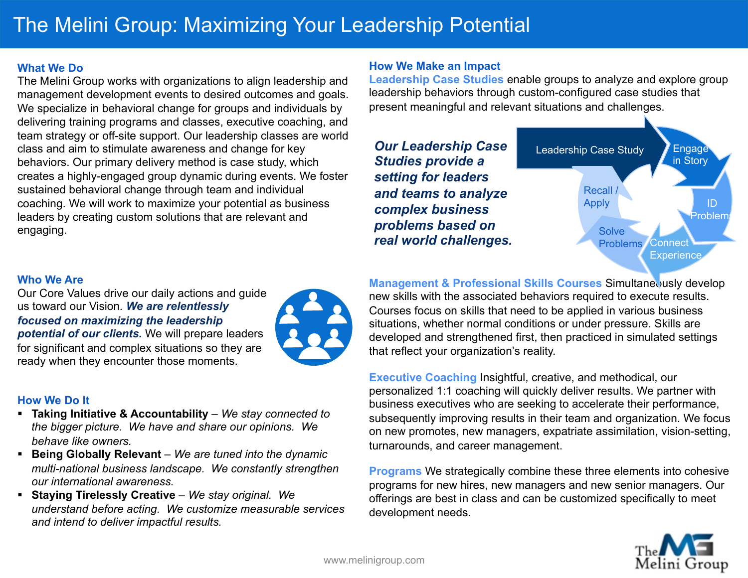# The Melini Group: Maximizing Your Leadership Potential

## What We Do

The Melini Group works with organizations to align leadership and management development events to desired outcomes and goals. We specialize in behavioral change for groups and individuals by delivering training programs and classes, executive coaching, and team strategy or off-site support. Our leadership classes are world class and aim to stimulate awareness and change for key behaviors. Our primary delivery method is case study, which creates a highly-engaged group dynamic during events. We foster sustained behavioral change through team and individual coaching. We will work to maximize your potential as business leaders by creating custom solutions that are relevant and engaging.

## Who We Are

Our Core Values drive our daily actions and guide us toward our Vision. ***We are relentlessly focused on maximizing the leadership potential of our clients.*** We will prepare leaders for significant and complex situations so they are ready when they encounter those moments.

## How We Do It

- **Taking Initiative & Accountability** – *We stay connected to the bigger picture. We have and share our opinions. We behave like owners.*
- **Being Globally Relevant** – *We are tuned into the dynamic multi-national business landscape. We constantly strengthen our international awareness.*
- **Staying Tirelessly Creative** – *We stay original. We understand before acting. We customize measurable services and intend to deliver impactful results.*

## How We Make an Impact

**Leadership Case Studies** enable groups to analyze and explore group leadership behaviors through custom-configured case studies that present meaningful and relevant situations and challenges.

***Our Leadership Case Studies provide a setting for leaders and teams to analyze complex business problems based on real world challenges.***

Leadership Case Study → Engage in Story → ID Problem → Connect Experience → Solve Problems → Recall / Apply

**Management & Professional Skills Courses** Simultaneously develop new skills with the associated behaviors required to execute results. Courses focus on skills that need to be applied in various business situations, whether normal conditions or under pressure. Skills are developed and strengthened first, then practiced in simulated settings that reflect your organization's reality.

**Executive Coaching** Insightful, creative, and methodical, our personalized 1:1 coaching will quickly deliver results. We partner with business executives who are seeking to accelerate their performance, subsequently improving results in their team and organization. We focus on new promotes, new managers, expatriate assimilation, vision-setting, turnarounds, and career management.

**Programs** We strategically combine these three elements into cohesive programs for new hires, new managers and new senior managers. Our offerings are best in class and can be customized specifically to meet development needs.

www.melinigroup.com

The Melini Group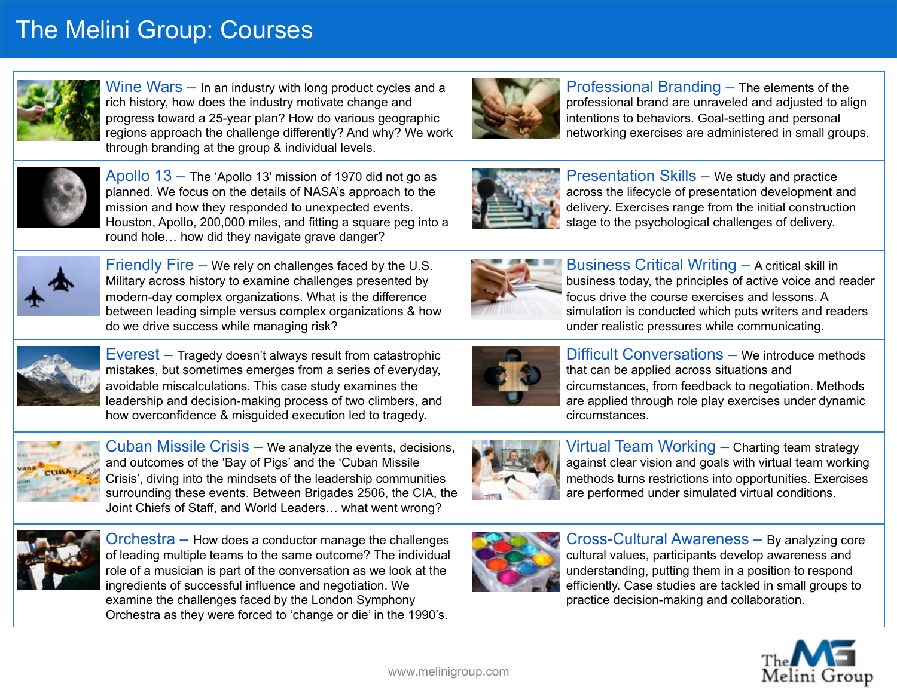# The Melini Group: Courses

**Wine Wars** – In an industry with long product cycles and a rich history, how does the industry motivate change and progress toward a 25-year plan? How do various geographic regions approach the challenge differently? And why? We work through branding at the group & individual levels.

**Apollo 13** – The 'Apollo 13' mission of 1970 did not go as planned. We focus on the details of NASA's approach to the mission and how they responded to unexpected events. Houston, Apollo, 200,000 miles, and fitting a square peg into a round hole… how did they navigate grave danger?

**Friendly Fire** – We rely on challenges faced by the U.S. Military across history to examine challenges presented by modern-day complex organizations. What is the difference between leading simple versus complex organizations & how do we drive success while managing risk?

**Everest** – Tragedy doesn't always result from catastrophic mistakes, but sometimes emerges from a series of everyday, avoidable miscalculations. This case study examines the leadership and decision-making process of two climbers, and how overconfidence & misguided execution led to tragedy.

**Cuban Missile Crisis** – We analyze the events, decisions, and outcomes of the 'Bay of Pigs' and the 'Cuban Missile Crisis', diving into the mindsets of the leadership communities surrounding these events. Between Brigades 2506, the CIA, the Joint Chiefs of Staff, and World Leaders… what went wrong?

**Orchestra** – How does a conductor manage the challenges of leading multiple teams to the same outcome? The individual role of a musician is part of the conversation as we look at the ingredients of successful influence and negotiation. We examine the challenges faced by the London Symphony Orchestra as they were forced to 'change or die' in the 1990's.

**Professional Branding** – The elements of the professional brand are unraveled and adjusted to align intentions to behaviors. Goal-setting and personal networking exercises are administered in small groups.

**Presentation Skills** – We study and practice across the lifecycle of presentation development and delivery. Exercises range from the initial construction stage to the psychological challenges of delivery.

**Business Critical Writing** – A critical skill in business today, the principles of active voice and reader focus drive the course exercises and lessons. A simulation is conducted which puts writers and readers under realistic pressures while communicating.

**Difficult Conversations** – We introduce methods that can be applied across situations and circumstances, from feedback to negotiation. Methods are applied through role play exercises under dynamic circumstances.

**Virtual Team Working** – Charting team strategy against clear vision and goals with virtual team working methods turns restrictions into opportunities. Exercises are performed under simulated virtual conditions.

**Cross-Cultural Awareness** – By analyzing core cultural values, participants develop awareness and understanding, putting them in a position to respond efficiently. Case studies are tackled in small groups to practice decision-making and collaboration.

www.melinigroup.com

The Melini Group